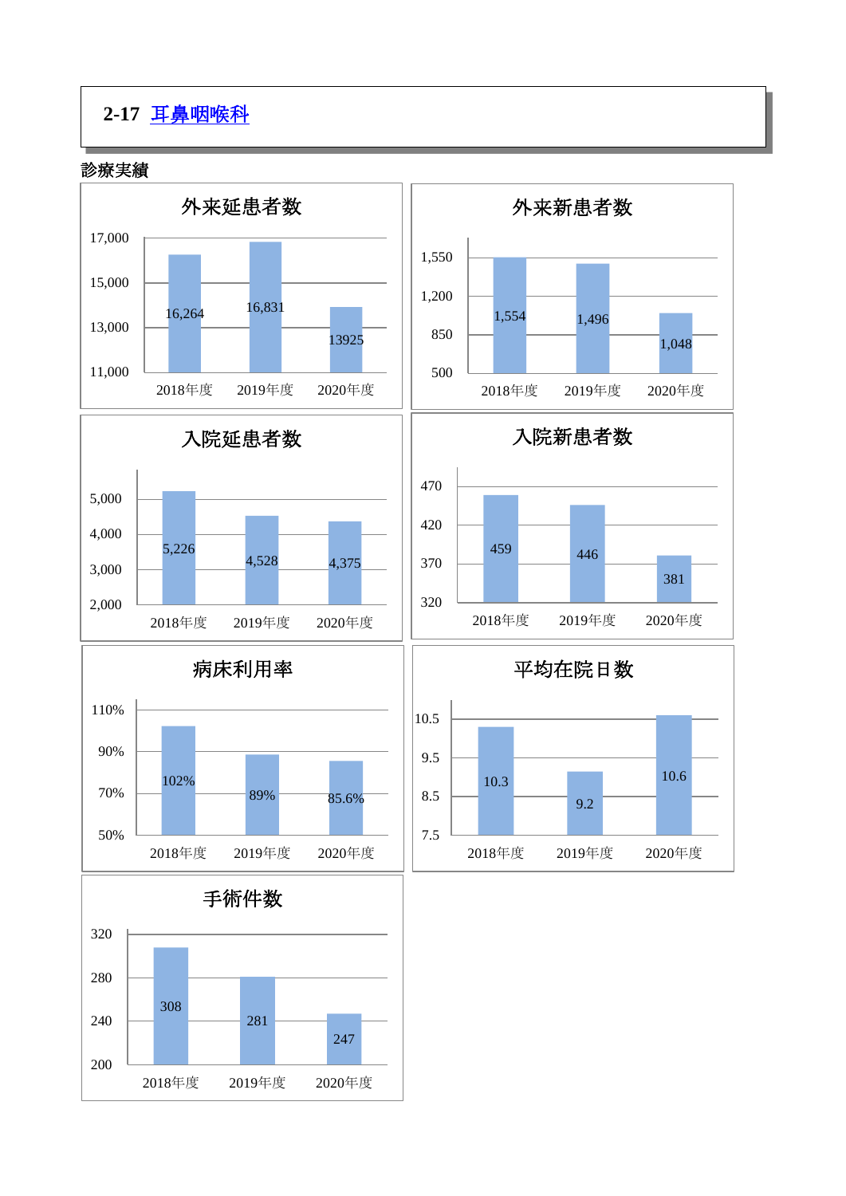## 2-17 耳鼻咽喉科

**診療実績**

### 外来延患者数

| | 2018年度 | 2019年度 | 2020年度 |
|---|---|---|---|
| 外来延患者数 | 16,264 | 16,831 | 13925 |

### 外来新患者数

| | 2018年度 | 2019年度 | 2020年度 |
|---|---|---|---|
| 外来新患者数 | 1,554 | 1,496 | 1,048 |

### 入院延患者数

| | 2018年度 | 2019年度 | 2020年度 |
|---|---|---|---|
| 入院延患者数 | 5,226 | 4,528 | 4,375 |

### 入院新患者数

| | 2018年度 | 2019年度 | 2020年度 |
|---|---|---|---|
| 入院新患者数 | 459 | 446 | 381 |

### 病床利用率

| | 2018年度 | 2019年度 | 2020年度 |
|---|---|---|---|
| 病床利用率 | 102% | 89% | 85.6% |

### 平均在院日数

| | 2018年度 | 2019年度 | 2020年度 |
|---|---|---|---|
| 平均在院日数 | 10.3 | 9.2 | 10.6 |

### 手術件数

| | 2018年度 | 2019年度 | 2020年度 |
|---|---|---|---|
| 手術件数 | 308 | 281 | 247 |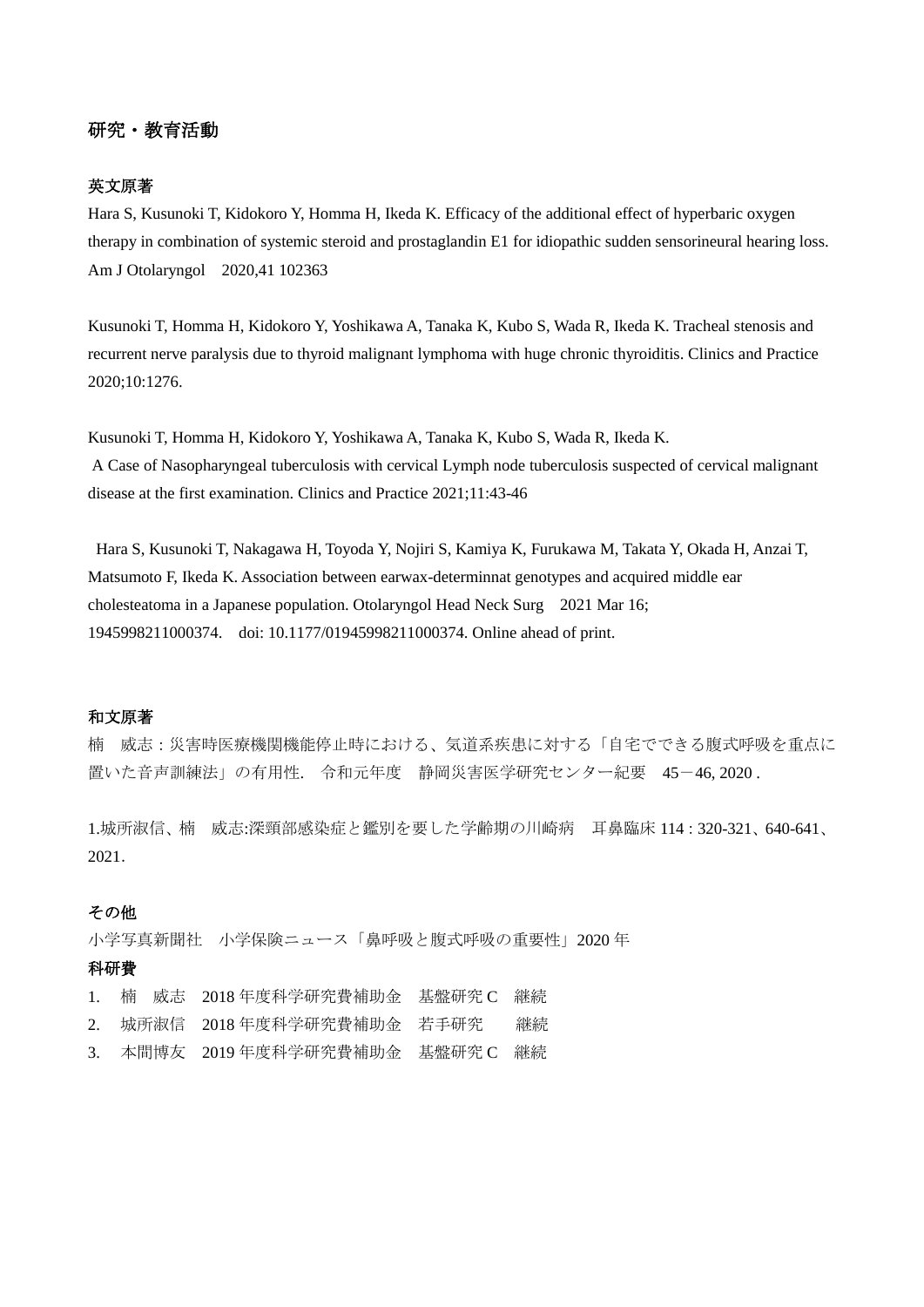## 研究・教育活動

### 英文原著

Hara S, Kusunoki T, Kidokoro Y, Homma H, Ikeda K. Efficacy of the additional effect of hyperbaric oxygen therapy in combination of systemic steroid and prostaglandin E1 for idiopathic sudden sensorineural hearing loss. Am J Otolaryngol　2020,41 102363

Kusunoki T, Homma H, Kidokoro Y, Yoshikawa A, Tanaka K, Kubo S, Wada R, Ikeda K. Tracheal stenosis and recurrent nerve paralysis due to thyroid malignant lymphoma with huge chronic thyroiditis. Clinics and Practice 2020;10:1276.

Kusunoki T, Homma H, Kidokoro Y, Yoshikawa A, Tanaka K, Kubo S, Wada R, Ikeda K. A Case of Nasopharyngeal tuberculosis with cervical Lymph node tuberculosis suspected of cervical malignant disease at the first examination. Clinics and Practice 2021;11:43-46

Hara S, Kusunoki T, Nakagawa H, Toyoda Y, Nojiri S, Kamiya K, Furukawa M, Takata Y, Okada H, Anzai T, Matsumoto F, Ikeda K. Association between earwax-determinnat genotypes and acquired middle ear cholesteatoma in a Japanese population. Otolaryngol Head Neck Surg　2021 Mar 16; 1945998211000374.　doi: 10.1177/01945998211000374. Online ahead of print.

### 和文原著

楠　威志：災害時医療機関機能停止時における、気道系疾患に対する「自宅でできる腹式呼吸を重点に置いた音声訓練法」の有用性.　令和元年度　静岡災害医学研究センター紀要　45－46, 2020 .

1.城所淑信、楠　威志:深頸部感染症と鑑別を要した学齢期の川崎病　耳鼻臨床 114 : 320-321、640-641、2021.

### その他

小学写真新聞社　小学保険ニュース「鼻呼吸と腹式呼吸の重要性」2020 年

### 科研費

1. 楠　威志　2018 年度科学研究費補助金　基盤研究 C　継続
2. 城所淑信　2018 年度科学研究費補助金　若手研究　　継続
3. 本間博友　2019 年度科学研究費補助金　基盤研究 C　継続